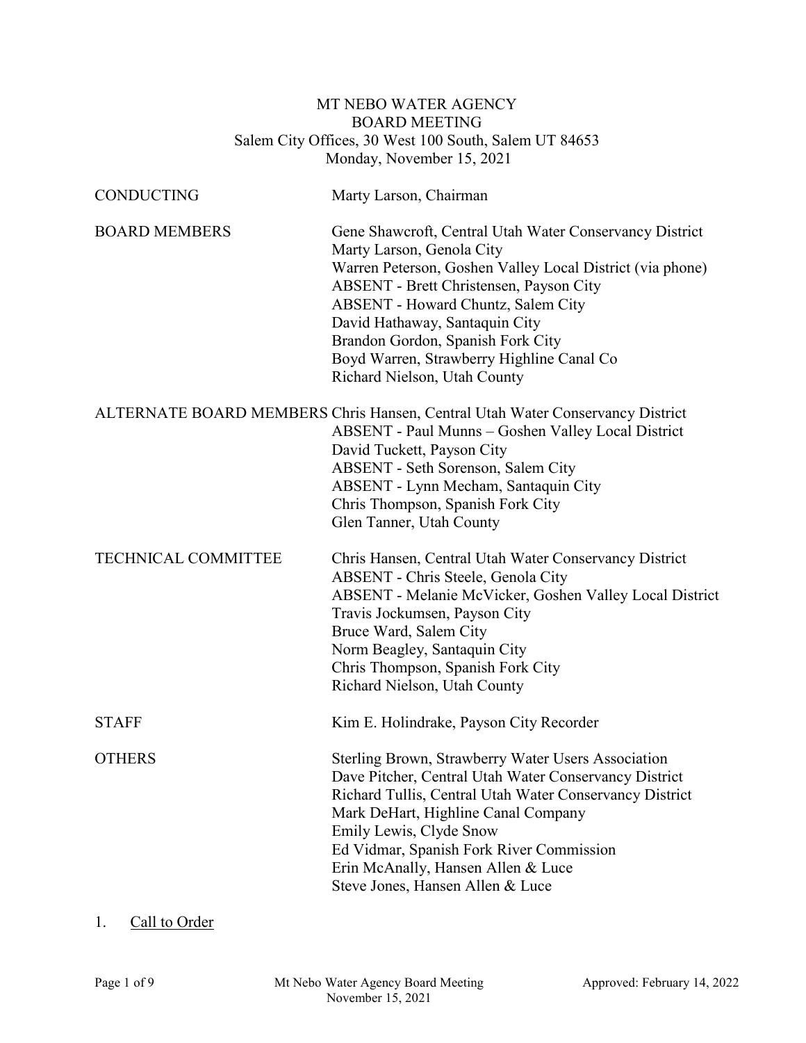MT NEBO WATER AGENCY
BOARD MEETING
Salem City Offices, 30 West 100 South, Salem UT 84653
Monday, November 15, 2021

| | |
|---|---|
| CONDUCTING | Marty Larson, Chairman |
| BOARD MEMBERS | Gene Shawcroft, Central Utah Water Conservancy District<br>Marty Larson, Genola City<br>Warren Peterson, Goshen Valley Local District (via phone)<br>ABSENT - Brett Christensen, Payson City<br>ABSENT - Howard Chuntz, Salem City<br>David Hathaway, Santaquin City<br>Brandon Gordon, Spanish Fork City<br>Boyd Warren, Strawberry Highline Canal Co<br>Richard Nielson, Utah County |
| ALTERNATE BOARD MEMBERS | Chris Hansen, Central Utah Water Conservancy District<br>ABSENT - Paul Munns – Goshen Valley Local District<br>David Tuckett, Payson City<br>ABSENT - Seth Sorenson, Salem City<br>ABSENT - Lynn Mecham, Santaquin City<br>Chris Thompson, Spanish Fork City<br>Glen Tanner, Utah County |
| TECHNICAL COMMITTEE | Chris Hansen, Central Utah Water Conservancy District<br>ABSENT - Chris Steele, Genola City<br>ABSENT - Melanie McVicker, Goshen Valley Local District<br>Travis Jockumsen, Payson City<br>Bruce Ward, Salem City<br>Norm Beagley, Santaquin City<br>Chris Thompson, Spanish Fork City<br>Richard Nielson, Utah County |
| STAFF | Kim E. Holindrake, Payson City Recorder |
| OTHERS | Sterling Brown, Strawberry Water Users Association<br>Dave Pitcher, Central Utah Water Conservancy District<br>Richard Tullis, Central Utah Water Conservancy District<br>Mark DeHart, Highline Canal Company<br>Emily Lewis, Clyde Snow<br>Ed Vidmar, Spanish Fork River Commission<br>Erin McAnally, Hansen Allen & Luce<br>Steve Jones, Hansen Allen & Luce |

1. Call to Order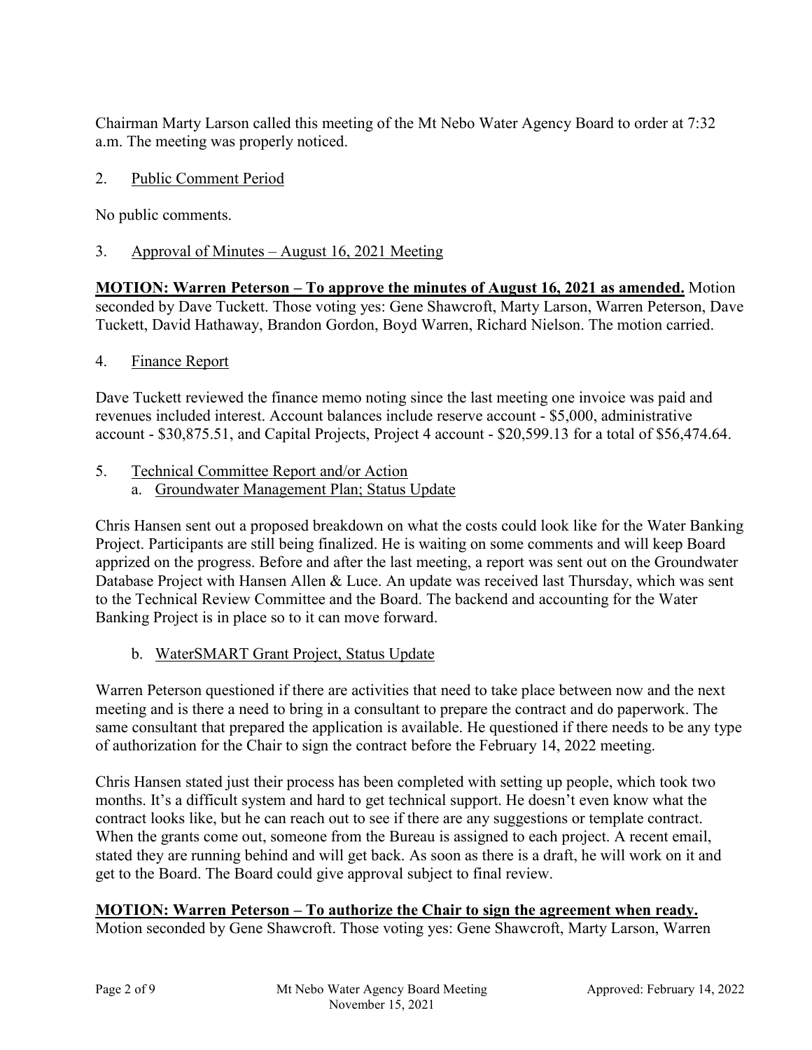Chairman Marty Larson called this meeting of the Mt Nebo Water Agency Board to order at 7:32 a.m. The meeting was properly noticed.

2. Public Comment Period

No public comments.

3. Approval of Minutes – August 16, 2021 Meeting

**MOTION: Warren Peterson – To approve the minutes of August 16, 2021 as amended.** Motion seconded by Dave Tuckett. Those voting yes: Gene Shawcroft, Marty Larson, Warren Peterson, Dave Tuckett, David Hathaway, Brandon Gordon, Boyd Warren, Richard Nielson. The motion carried.

4. Finance Report

Dave Tuckett reviewed the finance memo noting since the last meeting one invoice was paid and revenues included interest. Account balances include reserve account - $5,000, administrative account - $30,875.51, and Capital Projects, Project 4 account - $20,599.13 for a total of $56,474.64.

5. Technical Committee Report and/or Action
   a. Groundwater Management Plan; Status Update

Chris Hansen sent out a proposed breakdown on what the costs could look like for the Water Banking Project. Participants are still being finalized. He is waiting on some comments and will keep Board apprized on the progress. Before and after the last meeting, a report was sent out on the Groundwater Database Project with Hansen Allen & Luce. An update was received last Thursday, which was sent to the Technical Review Committee and the Board. The backend and accounting for the Water Banking Project is in place so to it can move forward.

   b. WaterSMART Grant Project, Status Update

Warren Peterson questioned if there are activities that need to take place between now and the next meeting and is there a need to bring in a consultant to prepare the contract and do paperwork. The same consultant that prepared the application is available. He questioned if there needs to be any type of authorization for the Chair to sign the contract before the February 14, 2022 meeting.

Chris Hansen stated just their process has been completed with setting up people, which took two months. It's a difficult system and hard to get technical support. He doesn't even know what the contract looks like, but he can reach out to see if there are any suggestions or template contract. When the grants come out, someone from the Bureau is assigned to each project. A recent email, stated they are running behind and will get back. As soon as there is a draft, he will work on it and get to the Board. The Board could give approval subject to final review.

**MOTION: Warren Peterson – To authorize the Chair to sign the agreement when ready.** Motion seconded by Gene Shawcroft. Those voting yes: Gene Shawcroft, Marty Larson, Warren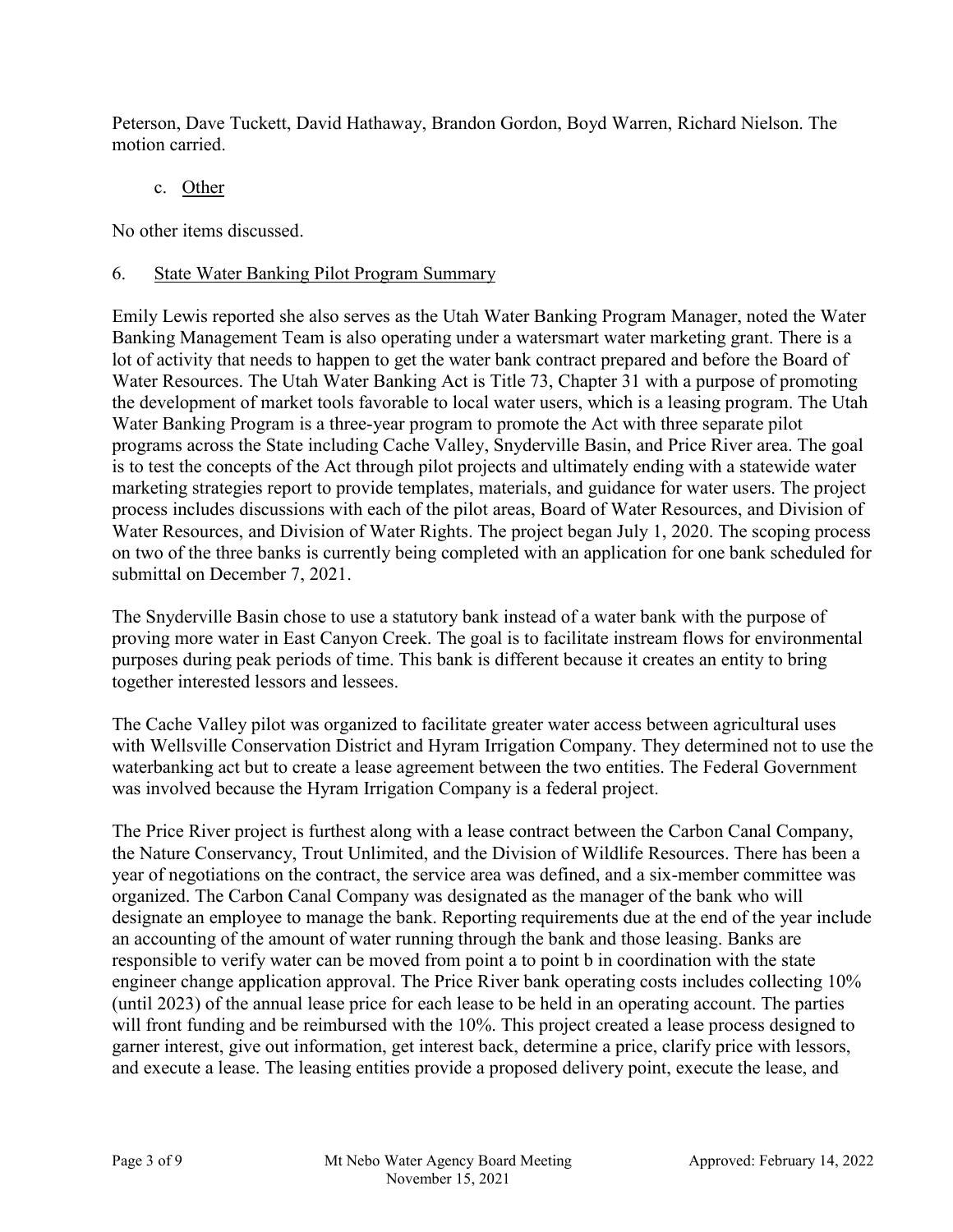Peterson, Dave Tuckett, David Hathaway, Brandon Gordon, Boyd Warren, Richard Nielson. The motion carried.

c. Other

No other items discussed.

6. State Water Banking Pilot Program Summary

Emily Lewis reported she also serves as the Utah Water Banking Program Manager, noted the Water Banking Management Team is also operating under a watersmart water marketing grant. There is a lot of activity that needs to happen to get the water bank contract prepared and before the Board of Water Resources. The Utah Water Banking Act is Title 73, Chapter 31 with a purpose of promoting the development of market tools favorable to local water users, which is a leasing program. The Utah Water Banking Program is a three-year program to promote the Act with three separate pilot programs across the State including Cache Valley, Snyderville Basin, and Price River area. The goal is to test the concepts of the Act through pilot projects and ultimately ending with a statewide water marketing strategies report to provide templates, materials, and guidance for water users. The project process includes discussions with each of the pilot areas, Board of Water Resources, and Division of Water Resources, and Division of Water Rights. The project began July 1, 2020. The scoping process on two of the three banks is currently being completed with an application for one bank scheduled for submittal on December 7, 2021.

The Snyderville Basin chose to use a statutory bank instead of a water bank with the purpose of proving more water in East Canyon Creek. The goal is to facilitate instream flows for environmental purposes during peak periods of time. This bank is different because it creates an entity to bring together interested lessors and lessees.

The Cache Valley pilot was organized to facilitate greater water access between agricultural uses with Wellsville Conservation District and Hyram Irrigation Company. They determined not to use the waterbanking act but to create a lease agreement between the two entities. The Federal Government was involved because the Hyram Irrigation Company is a federal project.

The Price River project is furthest along with a lease contract between the Carbon Canal Company, the Nature Conservancy, Trout Unlimited, and the Division of Wildlife Resources. There has been a year of negotiations on the contract, the service area was defined, and a six-member committee was organized. The Carbon Canal Company was designated as the manager of the bank who will designate an employee to manage the bank. Reporting requirements due at the end of the year include an accounting of the amount of water running through the bank and those leasing. Banks are responsible to verify water can be moved from point a to point b in coordination with the state engineer change application approval. The Price River bank operating costs includes collecting 10% (until 2023) of the annual lease price for each lease to be held in an operating account. The parties will front funding and be reimbursed with the 10%. This project created a lease process designed to garner interest, give out information, get interest back, determine a price, clarify price with lessors, and execute a lease. The leasing entities provide a proposed delivery point, execute the lease, and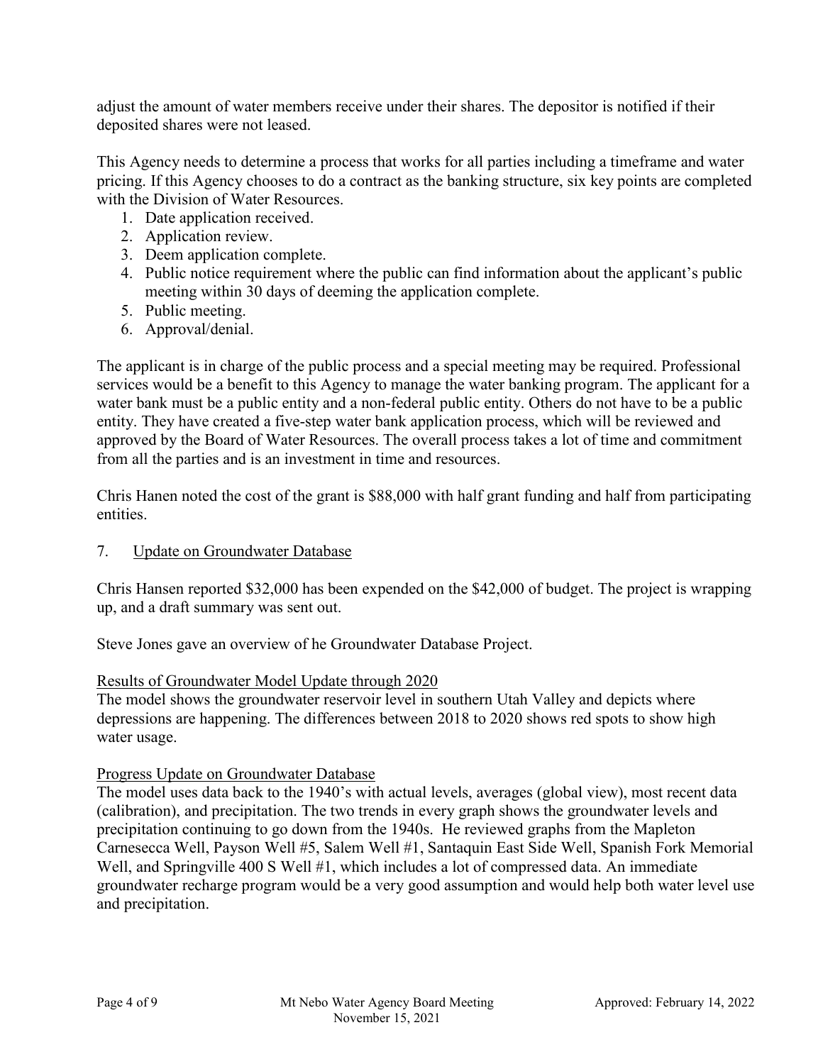adjust the amount of water members receive under their shares. The depositor is notified if their deposited shares were not leased.

This Agency needs to determine a process that works for all parties including a timeframe and water pricing. If this Agency chooses to do a contract as the banking structure, six key points are completed with the Division of Water Resources.

1. Date application received.
2. Application review.
3. Deem application complete.
4. Public notice requirement where the public can find information about the applicant's public meeting within 30 days of deeming the application complete.
5. Public meeting.
6. Approval/denial.

The applicant is in charge of the public process and a special meeting may be required. Professional services would be a benefit to this Agency to manage the water banking program. The applicant for a water bank must be a public entity and a non-federal public entity. Others do not have to be a public entity. They have created a five-step water bank application process, which will be reviewed and approved by the Board of Water Resources. The overall process takes a lot of time and commitment from all the parties and is an investment in time and resources.

Chris Hanen noted the cost of the grant is $88,000 with half grant funding and half from participating entities.

7. <u>Update on Groundwater Database</u>

Chris Hansen reported $32,000 has been expended on the $42,000 of budget. The project is wrapping up, and a draft summary was sent out.

Steve Jones gave an overview of he Groundwater Database Project.

<u>Results of Groundwater Model Update through 2020</u>
The model shows the groundwater reservoir level in southern Utah Valley and depicts where depressions are happening. The differences between 2018 to 2020 shows red spots to show high water usage.

<u>Progress Update on Groundwater Database</u>
The model uses data back to the 1940's with actual levels, averages (global view), most recent data (calibration), and precipitation. The two trends in every graph shows the groundwater levels and precipitation continuing to go down from the 1940s. He reviewed graphs from the Mapleton Carnesecca Well, Payson Well #5, Salem Well #1, Santaquin East Side Well, Spanish Fork Memorial Well, and Springville 400 S Well #1, which includes a lot of compressed data. An immediate groundwater recharge program would be a very good assumption and would help both water level use and precipitation.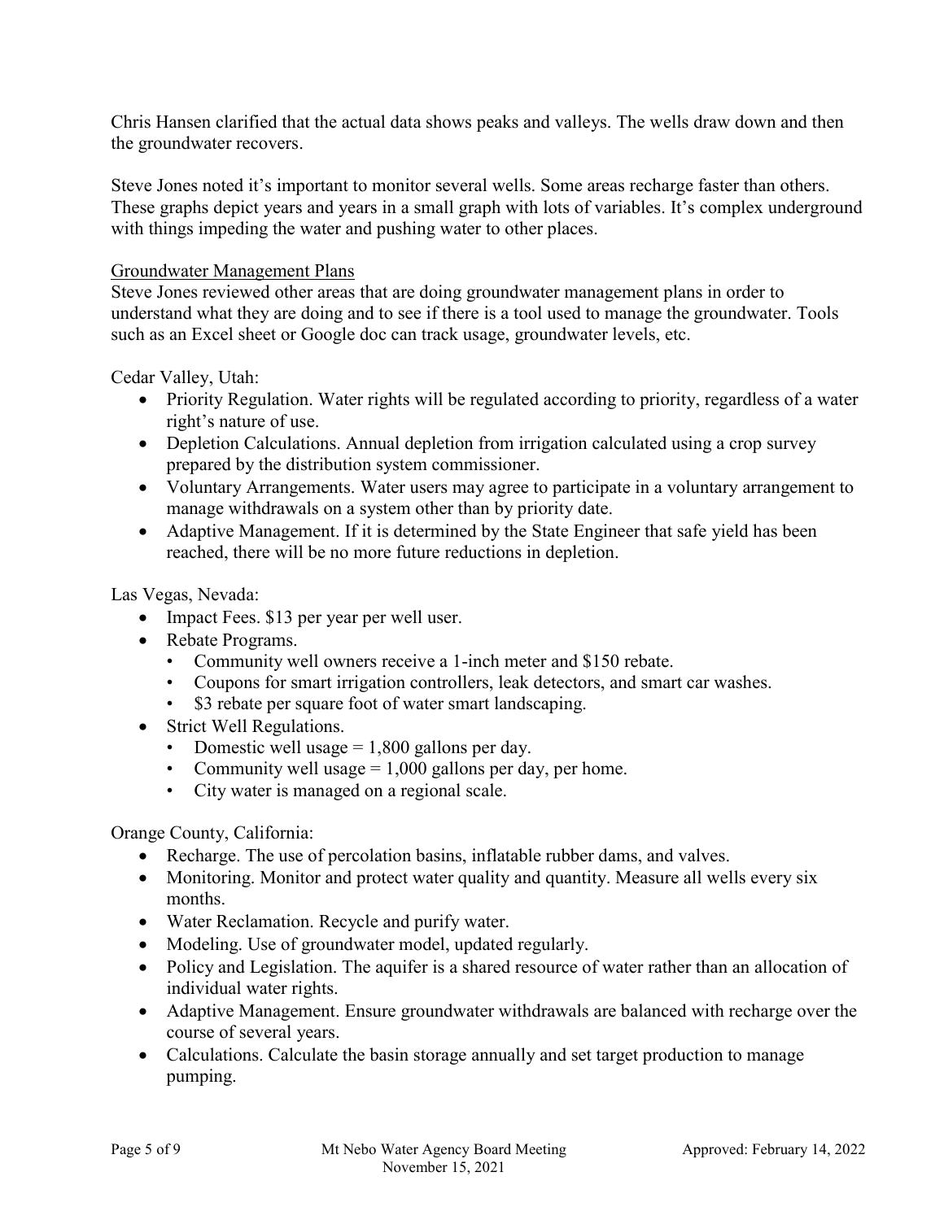Chris Hansen clarified that the actual data shows peaks and valleys. The wells draw down and then the groundwater recovers.

Steve Jones noted it's important to monitor several wells. Some areas recharge faster than others. These graphs depict years and years in a small graph with lots of variables. It's complex underground with things impeding the water and pushing water to other places.

<u>Groundwater Management Plans</u>

Steve Jones reviewed other areas that are doing groundwater management plans in order to understand what they are doing and to see if there is a tool used to manage the groundwater. Tools such as an Excel sheet or Google doc can track usage, groundwater levels, etc.

Cedar Valley, Utah:

- Priority Regulation. Water rights will be regulated according to priority, regardless of a water right's nature of use.
- Depletion Calculations. Annual depletion from irrigation calculated using a crop survey prepared by the distribution system commissioner.
- Voluntary Arrangements. Water users may agree to participate in a voluntary arrangement to manage withdrawals on a system other than by priority date.
- Adaptive Management. If it is determined by the State Engineer that safe yield has been reached, there will be no more future reductions in depletion.

Las Vegas, Nevada:

- Impact Fees. $13 per year per well user.
- Rebate Programs.
  - Community well owners receive a 1-inch meter and $150 rebate.
  - Coupons for smart irrigation controllers, leak detectors, and smart car washes.
  - $3 rebate per square foot of water smart landscaping.
- Strict Well Regulations.
  - Domestic well usage = 1,800 gallons per day.
  - Community well usage = 1,000 gallons per day, per home.
  - City water is managed on a regional scale.

Orange County, California:

- Recharge. The use of percolation basins, inflatable rubber dams, and valves.
- Monitoring. Monitor and protect water quality and quantity. Measure all wells every six months.
- Water Reclamation. Recycle and purify water.
- Modeling. Use of groundwater model, updated regularly.
- Policy and Legislation. The aquifer is a shared resource of water rather than an allocation of individual water rights.
- Adaptive Management. Ensure groundwater withdrawals are balanced with recharge over the course of several years.
- Calculations. Calculate the basin storage annually and set target production to manage pumping.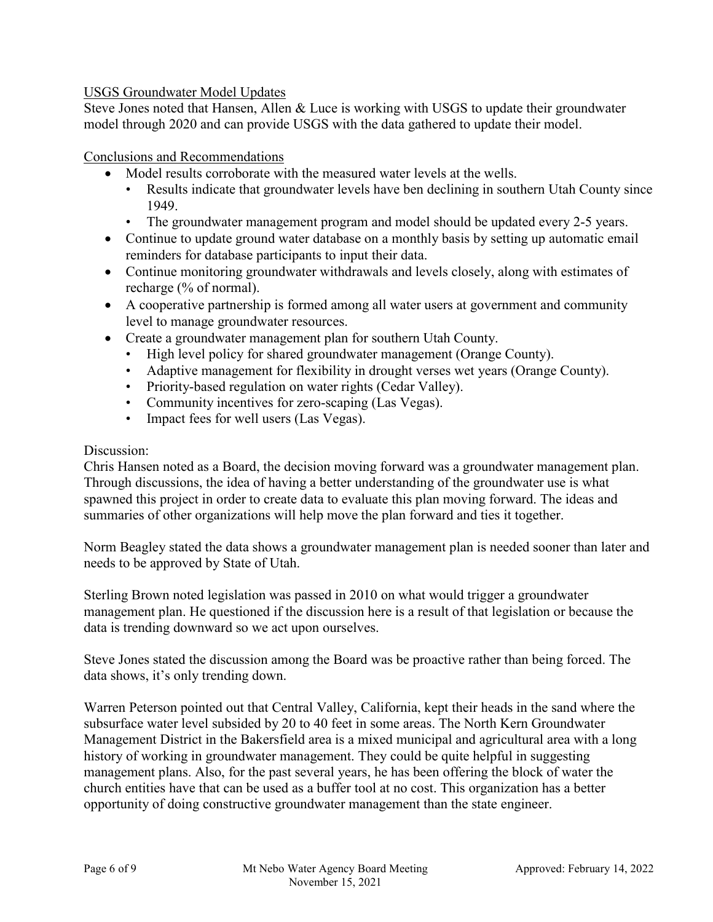USGS Groundwater Model Updates

Steve Jones noted that Hansen, Allen & Luce is working with USGS to update their groundwater model through 2020 and can provide USGS with the data gathered to update their model.

Conclusions and Recommendations

- Model results corroborate with the measured water levels at the wells.
  - Results indicate that groundwater levels have ben declining in southern Utah County since 1949.
  - The groundwater management program and model should be updated every 2-5 years.
- Continue to update ground water database on a monthly basis by setting up automatic email reminders for database participants to input their data.
- Continue monitoring groundwater withdrawals and levels closely, along with estimates of recharge (% of normal).
- A cooperative partnership is formed among all water users at government and community level to manage groundwater resources.
- Create a groundwater management plan for southern Utah County.
  - High level policy for shared groundwater management (Orange County).
  - Adaptive management for flexibility in drought verses wet years (Orange County).
  - Priority-based regulation on water rights (Cedar Valley).
  - Community incentives for zero-scaping (Las Vegas).
  - Impact fees for well users (Las Vegas).

Discussion:

Chris Hansen noted as a Board, the decision moving forward was a groundwater management plan. Through discussions, the idea of having a better understanding of the groundwater use is what spawned this project in order to create data to evaluate this plan moving forward. The ideas and summaries of other organizations will help move the plan forward and ties it together.

Norm Beagley stated the data shows a groundwater management plan is needed sooner than later and needs to be approved by State of Utah.

Sterling Brown noted legislation was passed in 2010 on what would trigger a groundwater management plan. He questioned if the discussion here is a result of that legislation or because the data is trending downward so we act upon ourselves.

Steve Jones stated the discussion among the Board was be proactive rather than being forced. The data shows, it's only trending down.

Warren Peterson pointed out that Central Valley, California, kept their heads in the sand where the subsurface water level subsided by 20 to 40 feet in some areas. The North Kern Groundwater Management District in the Bakersfield area is a mixed municipal and agricultural area with a long history of working in groundwater management. They could be quite helpful in suggesting management plans. Also, for the past several years, he has been offering the block of water the church entities have that can be used as a buffer tool at no cost. This organization has a better opportunity of doing constructive groundwater management than the state engineer.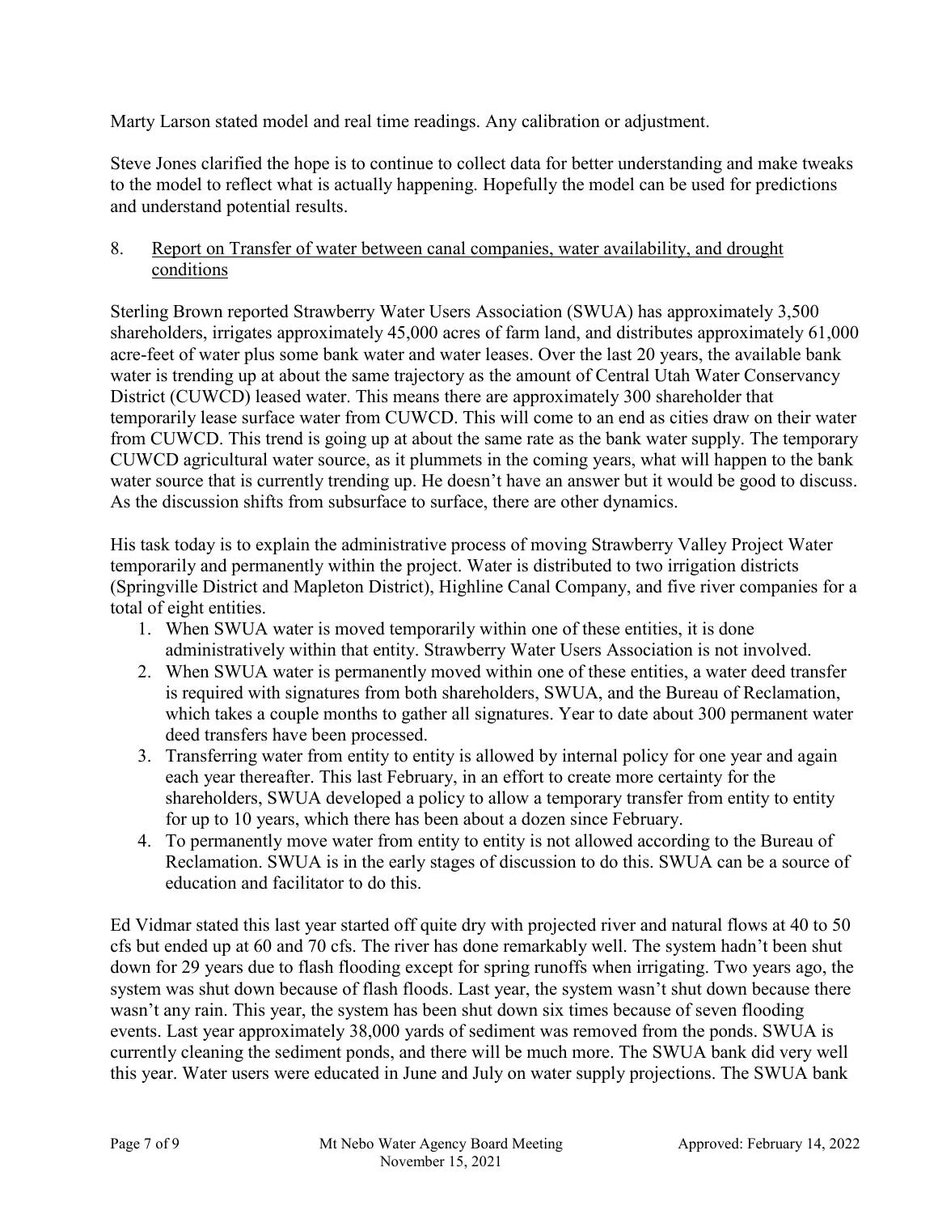Marty Larson stated model and real time readings. Any calibration or adjustment.

Steve Jones clarified the hope is to continue to collect data for better understanding and make tweaks to the model to reflect what is actually happening. Hopefully the model can be used for predictions and understand potential results.

8. Report on Transfer of water between canal companies, water availability, and drought conditions

Sterling Brown reported Strawberry Water Users Association (SWUA) has approximately 3,500 shareholders, irrigates approximately 45,000 acres of farm land, and distributes approximately 61,000 acre-feet of water plus some bank water and water leases. Over the last 20 years, the available bank water is trending up at about the same trajectory as the amount of Central Utah Water Conservancy District (CUWCD) leased water. This means there are approximately 300 shareholder that temporarily lease surface water from CUWCD. This will come to an end as cities draw on their water from CUWCD. This trend is going up at about the same rate as the bank water supply. The temporary CUWCD agricultural water source, as it plummets in the coming years, what will happen to the bank water source that is currently trending up. He doesn't have an answer but it would be good to discuss. As the discussion shifts from subsurface to surface, there are other dynamics.

His task today is to explain the administrative process of moving Strawberry Valley Project Water temporarily and permanently within the project. Water is distributed to two irrigation districts (Springville District and Mapleton District), Highline Canal Company, and five river companies for a total of eight entities.

1. When SWUA water is moved temporarily within one of these entities, it is done administratively within that entity. Strawberry Water Users Association is not involved.
2. When SWUA water is permanently moved within one of these entities, a water deed transfer is required with signatures from both shareholders, SWUA, and the Bureau of Reclamation, which takes a couple months to gather all signatures. Year to date about 300 permanent water deed transfers have been processed.
3. Transferring water from entity to entity is allowed by internal policy for one year and again each year thereafter. This last February, in an effort to create more certainty for the shareholders, SWUA developed a policy to allow a temporary transfer from entity to entity for up to 10 years, which there has been about a dozen since February.
4. To permanently move water from entity to entity is not allowed according to the Bureau of Reclamation. SWUA is in the early stages of discussion to do this. SWUA can be a source of education and facilitator to do this.

Ed Vidmar stated this last year started off quite dry with projected river and natural flows at 40 to 50 cfs but ended up at 60 and 70 cfs. The river has done remarkably well. The system hadn't been shut down for 29 years due to flash flooding except for spring runoffs when irrigating. Two years ago, the system was shut down because of flash floods. Last year, the system wasn't shut down because there wasn't any rain. This year, the system has been shut down six times because of seven flooding events. Last year approximately 38,000 yards of sediment was removed from the ponds. SWUA is currently cleaning the sediment ponds, and there will be much more. The SWUA bank did very well this year. Water users were educated in June and July on water supply projections. The SWUA bank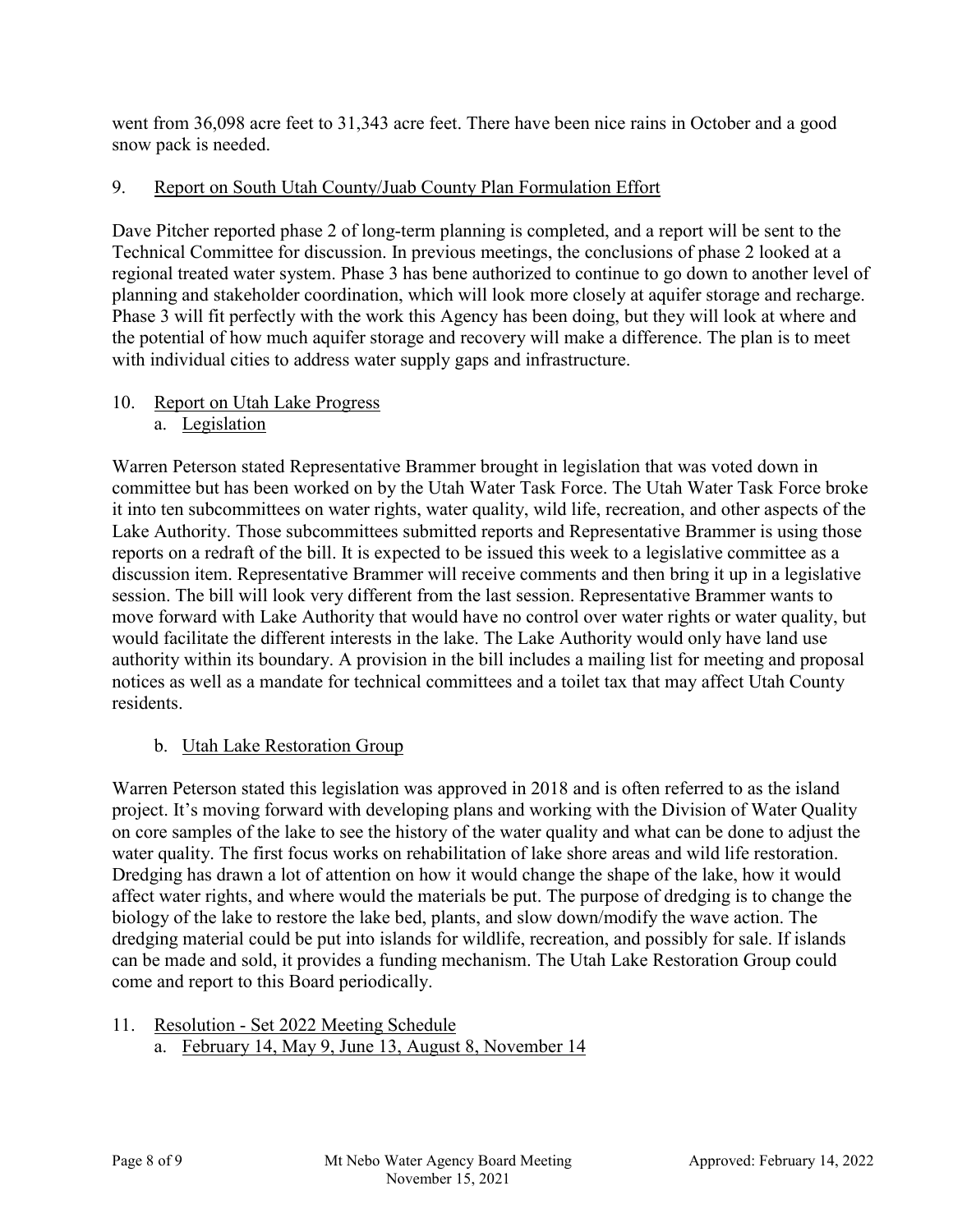went from 36,098 acre feet to 31,343 acre feet. There have been nice rains in October and a good snow pack is needed.

9. Report on South Utah County/Juab County Plan Formulation Effort

Dave Pitcher reported phase 2 of long-term planning is completed, and a report will be sent to the Technical Committee for discussion. In previous meetings, the conclusions of phase 2 looked at a regional treated water system. Phase 3 has bene authorized to continue to go down to another level of planning and stakeholder coordination, which will look more closely at aquifer storage and recharge. Phase 3 will fit perfectly with the work this Agency has been doing, but they will look at where and the potential of how much aquifer storage and recovery will make a difference. The plan is to meet with individual cities to address water supply gaps and infrastructure.

10. Report on Utah Lake Progress
    a. Legislation

Warren Peterson stated Representative Brammer brought in legislation that was voted down in committee but has been worked on by the Utah Water Task Force. The Utah Water Task Force broke it into ten subcommittees on water rights, water quality, wild life, recreation, and other aspects of the Lake Authority. Those subcommittees submitted reports and Representative Brammer is using those reports on a redraft of the bill. It is expected to be issued this week to a legislative committee as a discussion item. Representative Brammer will receive comments and then bring it up in a legislative session. The bill will look very different from the last session. Representative Brammer wants to move forward with Lake Authority that would have no control over water rights or water quality, but would facilitate the different interests in the lake. The Lake Authority would only have land use authority within its boundary. A provision in the bill includes a mailing list for meeting and proposal notices as well as a mandate for technical committees and a toilet tax that may affect Utah County residents.

    b. Utah Lake Restoration Group

Warren Peterson stated this legislation was approved in 2018 and is often referred to as the island project. It's moving forward with developing plans and working with the Division of Water Quality on core samples of the lake to see the history of the water quality and what can be done to adjust the water quality. The first focus works on rehabilitation of lake shore areas and wild life restoration. Dredging has drawn a lot of attention on how it would change the shape of the lake, how it would affect water rights, and where would the materials be put. The purpose of dredging is to change the biology of the lake to restore the lake bed, plants, and slow down/modify the wave action. The dredging material could be put into islands for wildlife, recreation, and possibly for sale. If islands can be made and sold, it provides a funding mechanism. The Utah Lake Restoration Group could come and report to this Board periodically.

11. Resolution - Set 2022 Meeting Schedule
    a. February 14, May 9, June 13, August 8, November 14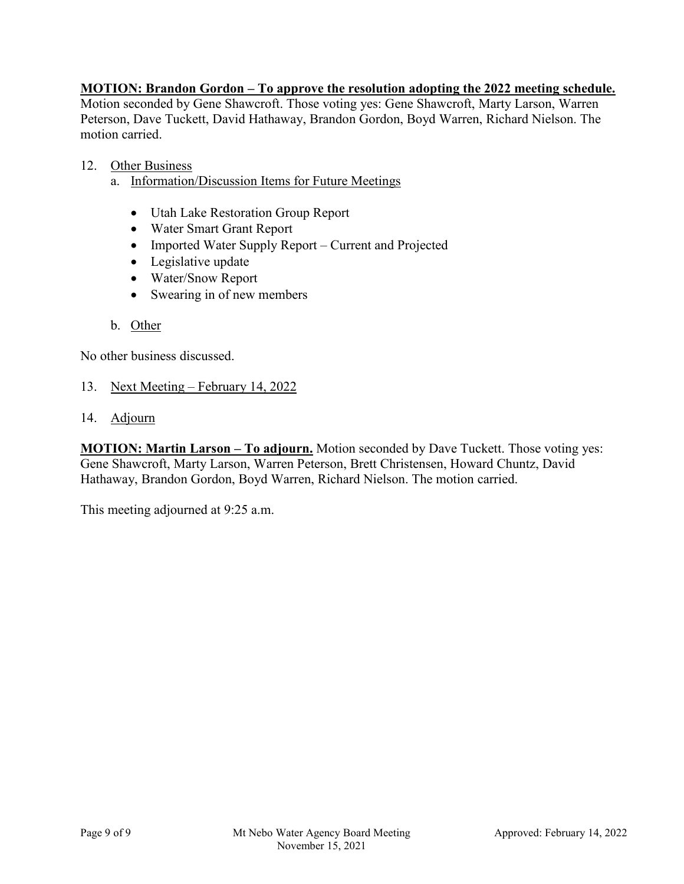**MOTION: Brandon Gordon – To approve the resolution adopting the 2022 meeting schedule.** Motion seconded by Gene Shawcroft. Those voting yes: Gene Shawcroft, Marty Larson, Warren Peterson, Dave Tuckett, David Hathaway, Brandon Gordon, Boyd Warren, Richard Nielson. The motion carried.

12. Other Business
    a. Information/Discussion Items for Future Meetings

        - Utah Lake Restoration Group Report
        - Water Smart Grant Report
        - Imported Water Supply Report – Current and Projected
        - Legislative update
        - Water/Snow Report
        - Swearing in of new members

    b. Other

No other business discussed.

13. Next Meeting – February 14, 2022

14. Adjourn

**MOTION: Martin Larson – To adjourn.** Motion seconded by Dave Tuckett. Those voting yes: Gene Shawcroft, Marty Larson, Warren Peterson, Brett Christensen, Howard Chuntz, David Hathaway, Brandon Gordon, Boyd Warren, Richard Nielson. The motion carried.

This meeting adjourned at 9:25 a.m.